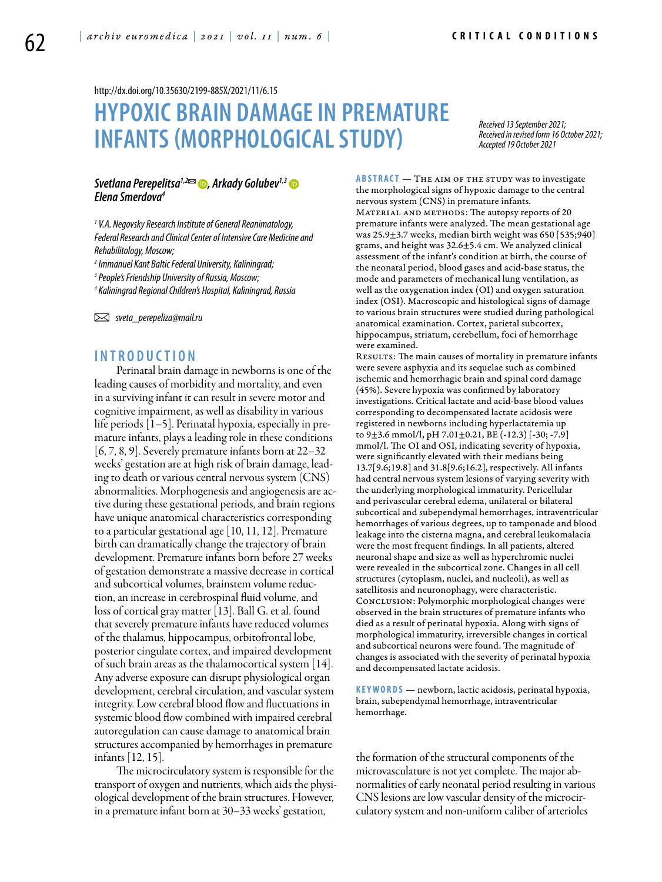http://dx.doi.org/10.35630/2199-885X/2021/11/6.15

# HYPOXIC BRAIN DAMAGE IN PREMATURE INFANTS (MORPHOLOGICAL STUDY)

*Received 13 September 2021; Received in revised form 16 October 2021; Accepted 19 October 2021*

***Svetlana Perepelitsa***[1,2], ***Arkady Golubev***[1,3], ***Elena Smerdova***[4]

*[1] V.A. Negovsky Research Institute of General Reanimatology, Federal Research and Clinical Center of Intensive Care Medicine and Rehabilitology, Moscow;*
*[2] Immanuel Kant Baltic Federal University, Kaliningrad;*
*[3] People's Friendship University of Russia, Moscow;*
*[4] Kaliningrad Regional Children's Hospital, Kaliningrad, Russia*

*sveta_perepeliza@mail.ru*

**ABSTRACT** — The aim of the study was to investigate the morphological signs of hypoxic damage to the central nervous system (CNS) in premature infants.
Material and methods: The autopsy reports of 20 premature infants were analyzed. The mean gestational age was 25.9±3.7 weeks, median birth weight was 650 [535;940] grams, and height was 32.6±5.4 cm. We analyzed clinical assessment of the infant's condition at birth, the course of the neonatal period, blood gases and acid-base status, the mode and parameters of mechanical lung ventilation, as well as the oxygenation index (OI) and oxygen saturation index (OSI). Macroscopic and histological signs of damage to various brain structures were studied during pathological anatomical examination. Cortex, parietal subcortex, hippocampus, striatum, cerebellum, foci of hemorrhage were examined.
Results: The main causes of mortality in premature infants were severe asphyxia and its sequelae such as combined ischemic and hemorrhagic brain and spinal cord damage (45%). Severe hypoxia was confirmed by laboratory investigations. Critical lactate and acid-base blood values corresponding to decompensated lactate acidosis were registered in newborns including hyperlactatemia up to 9±3.6 mmol/l, pH 7.01±0.21, BE (-12.3) [-30; -7.9] mmol/l. The OI and OSI, indicating severity of hypoxia, were significantly elevated with their medians being 13.7[9.6;19.8] and 31.8[9.6;16.2], respectively. All infants had central nervous system lesions of varying severity with the underlying morphological immaturity. Pericellular and perivascular cerebral edema, unilateral or bilateral subcortical and subependymal hemorrhages, intraventricular hemorrhages of various degrees, up to tamponade and blood leakage into the cisterna magna, and cerebral leukomalacia were the most frequent findings. In all patients, altered neuronal shape and size as well as hyperchromic nuclei were revealed in the subcortical zone. Changes in all cell structures (cytoplasm, nuclei, and nucleoli), as well as satellitosis and neuronophagy, were characteristic.
Conclusion: Polymorphic morphological changes were observed in the brain structures of premature infants who died as a result of perinatal hypoxia. Along with signs of morphological immaturity, irreversible changes in cortical and subcortical neurons were found. The magnitude of changes is associated with the severity of perinatal hypoxia and decompensated lactate acidosis.

**KEYWORDS** — newborn, lactic acidosis, perinatal hypoxia, brain, subependymal hemorrhage, intraventricular hemorrhage.

## INTRODUCTION

Perinatal brain damage in newborns is one of the leading causes of morbidity and mortality, and even in a surviving infant it can result in severe motor and cognitive impairment, as well as disability in various life periods [1–5]. Perinatal hypoxia, especially in premature infants, plays a leading role in these conditions [6, 7, 8, 9]. Severely premature infants born at 22–32 weeks' gestation are at high risk of brain damage, leading to death or various central nervous system (CNS) abnormalities. Morphogenesis and angiogenesis are active during these gestational periods, and brain regions have unique anatomical characteristics corresponding to a particular gestational age [10, 11, 12]. Premature birth can dramatically change the trajectory of brain development. Premature infants born before 27 weeks of gestation demonstrate a massive decrease in cortical and subcortical volumes, brainstem volume reduction, an increase in cerebrospinal fluid volume, and loss of cortical gray matter [13]. Ball G. et al. found that severely premature infants have reduced volumes of the thalamus, hippocampus, orbitofrontal lobe, posterior cingulate cortex, and impaired development of such brain areas as the thalamocortical system [14]. Any adverse exposure can disrupt physiological organ development, cerebral circulation, and vascular system integrity. Low cerebral blood flow and fluctuations in systemic blood flow combined with impaired cerebral autoregulation can cause damage to anatomical brain structures accompanied by hemorrhages in premature infants [12, 15].

The microcirculatory system is responsible for the transport of oxygen and nutrients, which aids the physiological development of the brain structures. However, in a premature infant born at 30–33 weeks' gestation, the formation of the structural components of the microvasculature is not yet complete. The major abnormalities of early neonatal period resulting in various CNS lesions are low vascular density of the microcirculatory system and non-uniform caliber of arterioles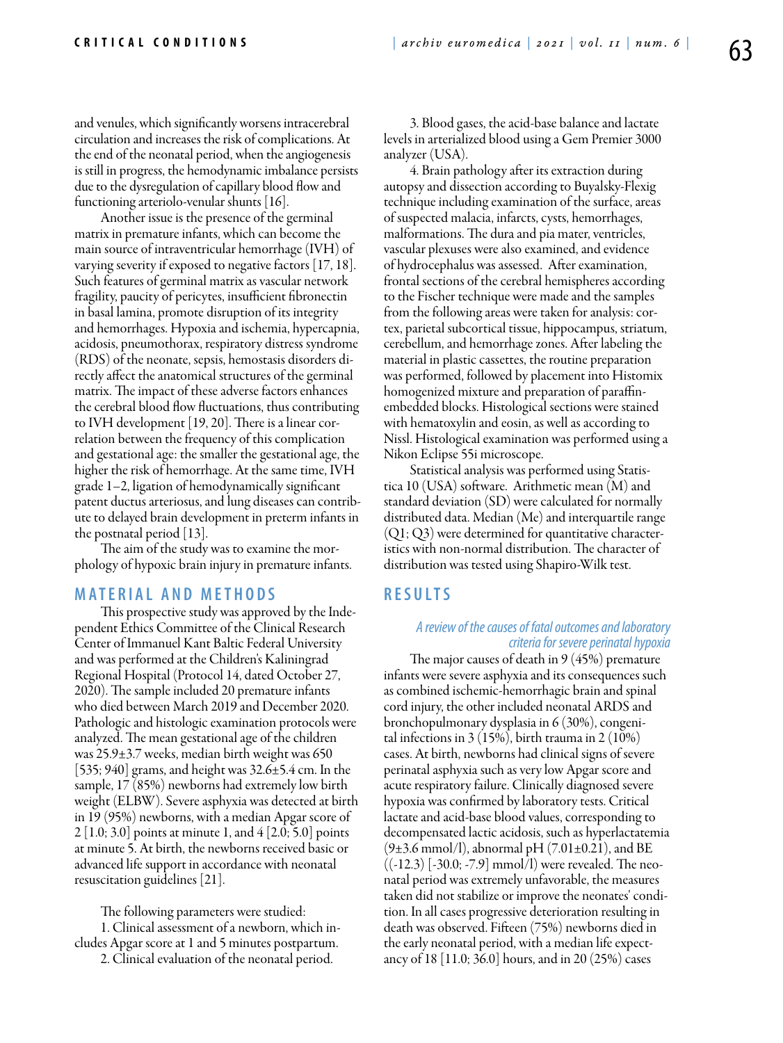and venules, which significantly worsens intracerebral circulation and increases the risk of complications. At the end of the neonatal period, when the angiogenesis is still in progress, the hemodynamic imbalance persists due to the dysregulation of capillary blood flow and functioning arteriolo-venular shunts [16].

Another issue is the presence of the germinal matrix in premature infants, which can become the main source of intraventricular hemorrhage (IVH) of varying severity if exposed to negative factors [17, 18]. Such features of germinal matrix as vascular network fragility, paucity of pericytes, insufficient fibronectin in basal lamina, promote disruption of its integrity and hemorrhages. Hypoxia and ischemia, hypercapnia, acidosis, pneumothorax, respiratory distress syndrome (RDS) of the neonate, sepsis, hemostasis disorders directly affect the anatomical structures of the germinal matrix. The impact of these adverse factors enhances the cerebral blood flow fluctuations, thus contributing to IVH development [19, 20]. There is a linear correlation between the frequency of this complication and gestational age: the smaller the gestational age, the higher the risk of hemorrhage. At the same time, IVH grade 1–2, ligation of hemodynamically significant patent ductus arteriosus, and lung diseases can contribute to delayed brain development in preterm infants in the postnatal period [13].

The aim of the study was to examine the morphology of hypoxic brain injury in premature infants.

## MATERIAL AND METHODS

This prospective study was approved by the Independent Ethics Committee of the Clinical Research Center of Immanuel Kant Baltic Federal University and was performed at the Children's Kaliningrad Regional Hospital (Protocol 14, dated October 27, 2020). The sample included 20 premature infants who died between March 2019 and December 2020. Pathologic and histologic examination protocols were analyzed. The mean gestational age of the children was 25.9±3.7 weeks, median birth weight was 650 [535; 940] grams, and height was 32.6±5.4 cm. In the sample, 17 (85%) newborns had extremely low birth weight (ELBW). Severe asphyxia was detected at birth in 19 (95%) newborns, with a median Apgar score of 2 [1.0; 3.0] points at minute 1, and 4 [2.0; 5.0] points at minute 5. At birth, the newborns received basic or advanced life support in accordance with neonatal resuscitation guidelines [21].

The following parameters were studied:

1. Clinical assessment of a newborn, which includes Apgar score at 1 and 5 minutes postpartum.
2. Clinical evaluation of the neonatal period.
3. Blood gases, the acid-base balance and lactate levels in arterialized blood using a Gem Premier 3000 analyzer (USA).
4. Brain pathology after its extraction during autopsy and dissection according to Buyalsky-Flexig technique including examination of the surface, areas of suspected malacia, infarcts, cysts, hemorrhages, malformations. The dura and pia mater, ventricles, vascular plexuses were also examined, and evidence of hydrocephalus was assessed. After examination, frontal sections of the cerebral hemispheres according to the Fischer technique were made and the samples from the following areas were taken for analysis: cortex, parietal subcortical tissue, hippocampus, striatum, cerebellum, and hemorrhage zones. After labeling the material in plastic cassettes, the routine preparation was performed, followed by placement into Histomix homogenized mixture and preparation of paraffin-embedded blocks. Histological sections were stained with hematoxylin and eosin, as well as according to Nissl. Histological examination was performed using a Nikon Eclipse 55i microscope.

Statistical analysis was performed using Statistica 10 (USA) software. Arithmetic mean (M) and standard deviation (SD) were calculated for normally distributed data. Median (Me) and interquartile range (Q1; Q3) were determined for quantitative characteristics with non-normal distribution. The character of distribution was tested using Shapiro-Wilk test.

## RESULTS

### *A review of the causes of fatal outcomes and laboratory criteria for severe perinatal hypoxia*

The major causes of death in 9 (45%) premature infants were severe asphyxia and its consequences such as combined ischemic-hemorrhagic brain and spinal cord injury, the other included neonatal ARDS and bronchopulmonary dysplasia in 6 (30%), congenital infections in 3 (15%), birth trauma in 2 (10%) cases. At birth, newborns had clinical signs of severe perinatal asphyxia such as very low Apgar score and acute respiratory failure. Clinically diagnosed severe hypoxia was confirmed by laboratory tests. Critical lactate and acid-base blood values, corresponding to decompensated lactic acidosis, such as hyperlactatemia (9±3.6 mmol/l), abnormal pH (7.01±0.21), and BE ((-12.3) [-30.0; -7.9] mmol/l) were revealed. The neonatal period was extremely unfavorable, the measures taken did not stabilize or improve the neonates' condition. In all cases progressive deterioration resulting in death was observed. Fifteen (75%) newborns died in the early neonatal period, with a median life expectancy of 18 [11.0; 36.0] hours, and in 20 (25%) cases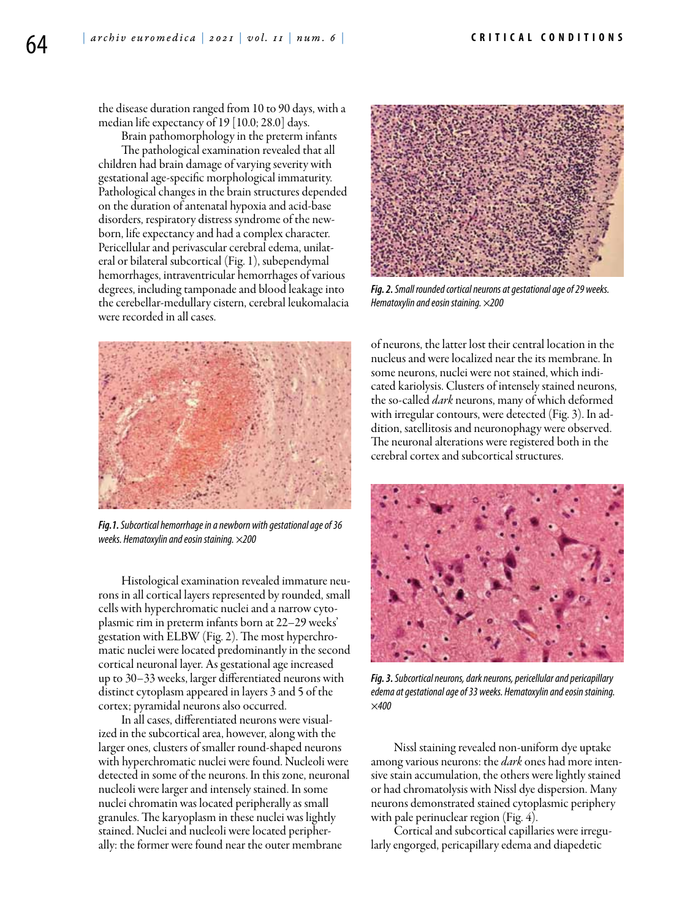the disease duration ranged from 10 to 90 days, with a median life expectancy of 19 [10.0; 28.0] days.

Brain pathomorphology in the preterm infants

The pathological examination revealed that all children had brain damage of varying severity with gestational age-specific morphological immaturity. Pathological changes in the brain structures depended on the duration of antenatal hypoxia and acid-base disorders, respiratory distress syndrome of the newborn, life expectancy and had a complex character. Pericellular and perivascular cerebral edema, unilateral or bilateral subcortical (Fig. 1), subependymal hemorrhages, intraventricular hemorrhages of various degrees, including tamponade and blood leakage into the cerebellar-medullary cistern, cerebral leukomalacia were recorded in all cases.

***Fig. 1.*** *Subcortical hemorrhage in a newborn with gestational age of 36 weeks. Hematoxylin and eosin staining. ×200*

Histological examination revealed immature neurons in all cortical layers represented by rounded, small cells with hyperchromatic nuclei and a narrow cytoplasmic rim in preterm infants born at 22–29 weeks' gestation with ELBW (Fig. 2). The most hyperchromatic nuclei were located predominantly in the second cortical neuronal layer. As gestational age increased up to 30–33 weeks, larger differentiated neurons with distinct cytoplasm appeared in layers 3 and 5 of the cortex; pyramidal neurons also occurred.

In all cases, differentiated neurons were visualized in the subcortical area, however, along with the larger ones, clusters of smaller round-shaped neurons with hyperchromatic nuclei were found. Nucleoli were detected in some of the neurons. In this zone, neuronal nucleoli were larger and intensely stained. In some nuclei chromatin was located peripherally as small granules. The karyoplasm in these nuclei was lightly stained. Nuclei and nucleoli were located peripherally: the former were found near the outer membrane of neurons, the latter lost their central location in the nucleus and were localized near the its membrane. In some neurons, nuclei were not stained, which indicated kariolysis. Clusters of intensely stained neurons, the so-called *dark* neurons, many of which deformed with irregular contours, were detected (Fig. 3). In addition, satellitosis and neuronophagy were observed. The neuronal alterations were registered both in the cerebral cortex and subcortical structures.

***Fig. 2.*** *Small rounded cortical neurons at gestational age of 29 weeks. Hematoxylin and eosin staining. ×200*

***Fig. 3.*** *Subcortical neurons, dark neurons, pericellular and pericapillary edema at gestational age of 33 weeks. Hematoxylin and eosin staining. ×400*

Nissl staining revealed non-uniform dye uptake among various neurons: the *dark* ones had more intensive stain accumulation, the others were lightly stained or had chromatolysis with Nissl dye dispersion. Many neurons demonstrated stained cytoplasmic periphery with pale perinuclear region (Fig. 4).

Cortical and subcortical capillaries were irregularly engorged, pericapillary edema and diapedetic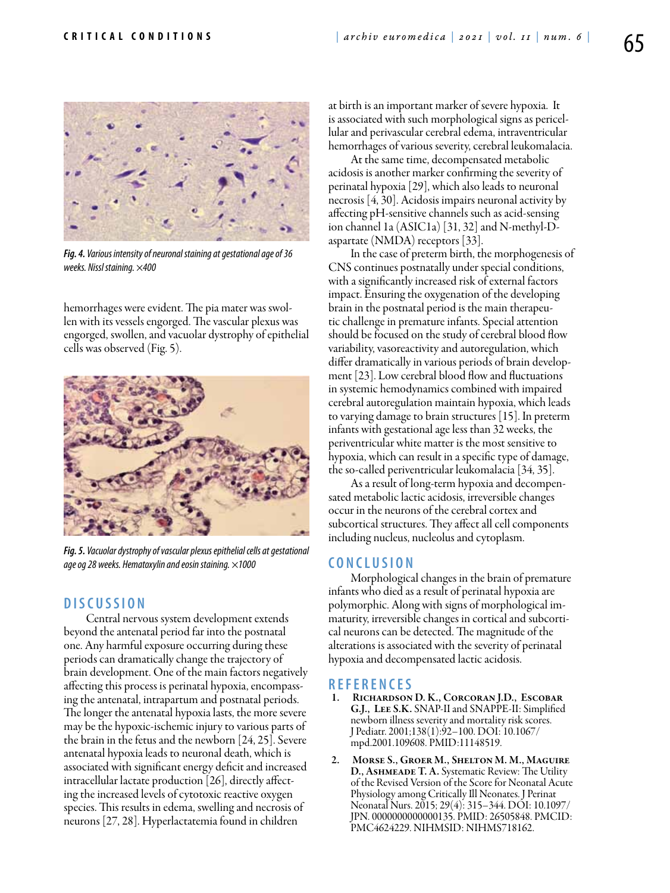*Fig. 4. Various intensity of neuronal staining at gestational age of 36 weeks. Nissl staining. ×400*

hemorrhages were evident. The pia mater was swollen with its vessels engorged. The vascular plexus was engorged, swollen, and vacuolar dystrophy of epithelial cells was observed (Fig. 5).

*Fig. 5. Vacuolar dystrophy of vascular plexus epithelial cells at gestational age og 28 weeks. Hematoxylin and eosin staining. ×1000*

## DISCUSSION

Central nervous system development extends beyond the antenatal period far into the postnatal one. Any harmful exposure occurring during these periods can dramatically change the trajectory of brain development. One of the main factors negatively affecting this process is perinatal hypoxia, encompassing the antenatal, intrapartum and postnatal periods. The longer the antenatal hypoxia lasts, the more severe may be the hypoxic-ischemic injury to various parts of the brain in the fetus and the newborn [24, 25]. Severe antenatal hypoxia leads to neuronal death, which is associated with significant energy deficit and increased intracellular lactate production [26], directly affecting the increased levels of cytotoxic reactive oxygen species. This results in edema, swelling and necrosis of neurons [27, 28]. Hyperlactatemia found in children at birth is an important marker of severe hypoxia. It is associated with such morphological signs as pericellular and perivascular cerebral edema, intraventricular hemorrhages of various severity, cerebral leukomalacia.

At the same time, decompensated metabolic acidosis is another marker confirming the severity of perinatal hypoxia [29], which also leads to neuronal necrosis [4, 30]. Acidosis impairs neuronal activity by affecting pH-sensitive channels such as acid-sensing ion channel 1a (ASIC1a) [31, 32] and N-methyl-D-aspartate (NMDA) receptors [33].

In the case of preterm birth, the morphogenesis of CNS continues postnatally under special conditions, with a significantly increased risk of external factors impact. Ensuring the oxygenation of the developing brain in the postnatal period is the main therapeutic challenge in premature infants. Special attention should be focused on the study of cerebral blood flow variability, vasoreactivity and autoregulation, which differ dramatically in various periods of brain development [23]. Low cerebral blood flow and fluctuations in systemic hemodynamics combined with impaired cerebral autoregulation maintain hypoxia, which leads to varying damage to brain structures [15]. In preterm infants with gestational age less than 32 weeks, the periventricular white matter is the most sensitive to hypoxia, which can result in a specific type of damage, the so-called periventricular leukomalacia [34, 35].

As a result of long-term hypoxia and decompensated metabolic lactic acidosis, irreversible changes occur in the neurons of the cerebral cortex and subcortical structures. They affect all cell components including nucleus, nucleolus and cytoplasm.

## CONCLUSION

Morphological changes in the brain of premature infants who died as a result of perinatal hypoxia are polymorphic. Along with signs of morphological immaturity, irreversible changes in cortical and subcortical neurons can be detected. The magnitude of the alterations is associated with the severity of perinatal hypoxia and decompensated lactic acidosis.

## REFERENCES

1. **Richardson D. K., Corcoran J.D., Escobar G.J., Lee S.K.** SNAP-II and SNAPPE-II: Simplified newborn illness severity and mortality risk scores. J Pediatr. 2001;138(1):92–100. DOI: 10.1067/mpd.2001.109608. PMID:11148519.
2. **Morse S., Groer M., Shelton M. M., Maguire D., Ashmeade T. A.** Systematic Review: The Utility of the Revised Version of the Score for Neonatal Acute Physiology among Critically Ill Neonates. J Perinat Neonatal Nurs. 2015; 29(4): 315–344. DOI: 10.1097/JPN. 0000000000000135. PMID: 26505848. PMCID: PMC4624229. NIHMSID: NIHMS718162.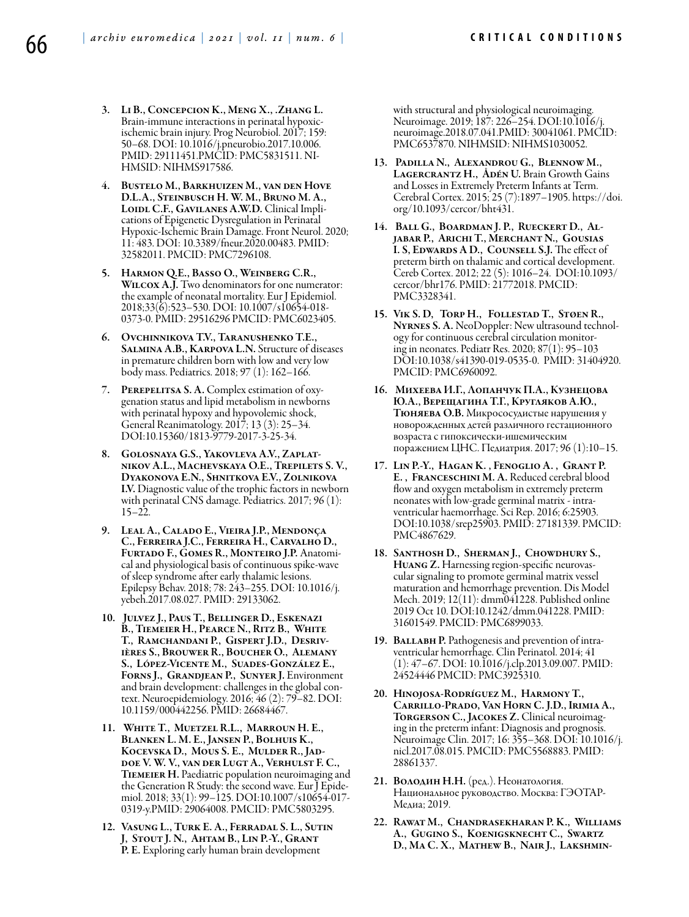3. **Li B., Concepcion K., Meng X., .Zhang L.** Brain-immune interactions in perinatal hypoxic-ischemic brain injury. Prog Neurobiol. 2017; 159: 50–68. DOI: 10.1016/j.pneurobio.2017.10.006. PMID: 29111451.PMCID: PMC5831511. NIHMSID: NIHMS917586.

4. **Bustelo M., Barkhuizen M., van den Hove D.L.A., Steinbusch H. W. M., Bruno M. A., Loidl C.F., Gavilanes A.W.D.** Clinical Implications of Epigenetic Dysregulation in Perinatal Hypoxic-Ischemic Brain Damage. Front Neurol. 2020; 11: 483. DOI: 10.3389/fneur.2020.00483. PMID: 32582011. PMCID: PMC7296108.

5. **Harmon Q.E., Basso O., Weinberg C.R., Wilcox A.J.** Two denominators for one numerator: the example of neonatal mortality. Eur J Epidemiol. 2018;33(6):523–530. DOI: 10.1007/s10654-018-0373-0. PMID: 29516296 PMCID: PMC6023405.

6. **Ovchinnikova T.V., Taranushenko T.E., Salmina A.B., Karpova L.N.** Structure of diseases in premature children born with low and very low body mass. Pediatrics. 2018; 97 (1): 162–166.

7. **Perepelitsa S. A.** Complex estimation of oxygenation status and lipid metabolism in newborns with perinatal hypoxy and hypovolemic shock, General Reanimatology. 2017; 13 (3): 25–34. DOI:10.15360/1813-9779-2017-3-25-34.

8. **Golosnaya G.S., Yakovleva A.V., Zaplatnikov A.L., Machevskaya O.E., Trepilets S. V., Dyakonova E.N., Shnitkova E.V., Zolnikova I.V.** Diagnostic value of the trophic factors in newborn with perinatal CNS damage. Pediatrics. 2017; 96 (1): 15–22.

9. **Leal A., Calado E., Vieira J.P., Mendonça C., Ferreira J.C., Ferreira H., Carvalho D., Furtado F., Gomes R., Monteiro J.P.** Anatomical and physiological basis of continuous spike-wave of sleep syndrome after early thalamic lesions. Epilepsy Behav. 2018; 78: 243–255. DOI: 10.1016/j.yebeh.2017.08.027. PMID: 29133062.

10. **Julvez J., Paus T., Bellinger D., Eskenazi B., Tiemeier H., Pearce N., Ritz B., White T., Ramchandani P., Gispert J.D., Desrivières S., Brouwer R., Boucher O., Alemany S., López-Vicente M., Suades-González E., Forns J., Grandjean P., Sunyer J.** Environment and brain development: challenges in the global context. Neuroepidemiology. 2016; 46 (2): 79–82. DOI: 10.1159/000442256. PMID: 26684467.

11. **White T., Muetzel R.L., Marroun H. E., Blanken L. M. E., Jansen P., Bolhuis K., Kocevska D., Mous S. E., Mulder R., Jaddoe V. W. V., van der Lugt A., Verhulst F. C., Tiemeier H.** Paediatric population neuroimaging and the Generation R Study: the second wave. Eur J Epidemiol. 2018; 33(1): 99–125. DOI:10.1007/s10654-017-0319-y.PMID: 29064008. PMCID: PMC5803295.

12. **Vasung L., Turk E. A., Ferradal S. L., Sutin J, Stout J. N., Ahtam B., Lin P.-Y., Grant P. E.** Exploring early human brain development with structural and physiological neuroimaging. Neuroimage. 2019; 187: 226–254. DOI:10.1016/j.neuroimage.2018.07.041.PMID: 30041061. PMCID: PMC6537870. NIHMSID: NIHMS1030052.

13. **Padilla N., Alexandrou G., Blennow M., Lagercrantz H., Ådén U.** Brain Growth Gains and Losses in Extremely Preterm Infants at Term. Cerebral Cortex. 2015; 25 (7):1897–1905. https://doi.org/10.1093/cercor/bht431.

14. **Ball G., Boardman J. P., Rueckert D., Aljabar P., Arichi T., Merchant N., Gousias I. S, Edwards A D., Counsell S.J.** The effect of preterm birth on thalamic and cortical development. Cereb Cortex. 2012; 22 (5): 1016–24. DOI:10.1093/cercor/bhr176. PMID: 21772018. PMCID: PMC3328341.

15. **Vik S. D, Torp H., Follestad T., Støen R., Nyrnes S. A.** NeoDoppler: New ultrasound technology for continuous cerebral circulation monitoring in neonates. Pediatr Res. 2020; 87(1): 95–103 DOI:10.1038/s41390-019-0535-0. PMID: 31404920. PMCID: PMC6960092.

16. **Михеева И.Г., Лопанчук П.А., Кузнецова Ю.А., Верещагина Т.Г., Кругляков А.Ю., Тюняева О.В.** Микрососудистые нарушения у новорожденных детей различного гестационного возраста с гипоксически-ишемическим поражением ЦНС. Педиатрия. 2017; 96 (1):10–15.

17. **Lin P.-Y., Hagan K. , Fenoglio A. , Grant P. E. , Franceschini M. A.** Reduced cerebral blood flow and oxygen metabolism in extremely preterm neonates with low-grade germinal matrix - intraventricular haemorrhage. Sci Rep. 2016; 6:25903. DOI:10.1038/srep25903. PMID: 27181339. PMCID: PMC4867629.

18. **Santhosh D., Sherman J., Chowdhury S., Huang Z.** Harnessing region-specific neurovascular signaling to promote germinal matrix vessel maturation and hemorrhage prevention. Dis Model Mech. 2019; 12(11): dmm041228. Published online 2019 Oct 10. DOI:10.1242/dmm.041228. PMID: 31601549. PMCID: PMC6899033.

19. **Ballabh P.** Pathogenesis and prevention of intraventricular hemorrhage. Clin Perinatol. 2014; 41 (1): 47–67. DOI: 10.1016/j.clp.2013.09.007. PMID: 24524446 PMCID: PMC3925310.

20. **Hinojosa-Rodríguez M., Harmony T., Carrillo-Prado, Van Horn C. J.D., Irimia A., Torgerson C., Jacokes Z.** Clinical neuroimaging in the preterm infant: Diagnosis and prognosis. Neuroimage Clin. 2017; 16: 355–368. DOI: 10.1016/j.nicl.2017.08.015. PMCID: PMC5568883. PMID: 28861337.

21. **Володин Н.Н.** (ред.). Неонатология. Национальное руководство. Москва: ГЭОТАР-Медиа; 2019.

22. **Rawat M., Chandrasekharan P. K., Williams A., Gugino S., Koenigsknecht C., Swartz D., Ma C. X., Mathew B., Nair J., Lakshmin-**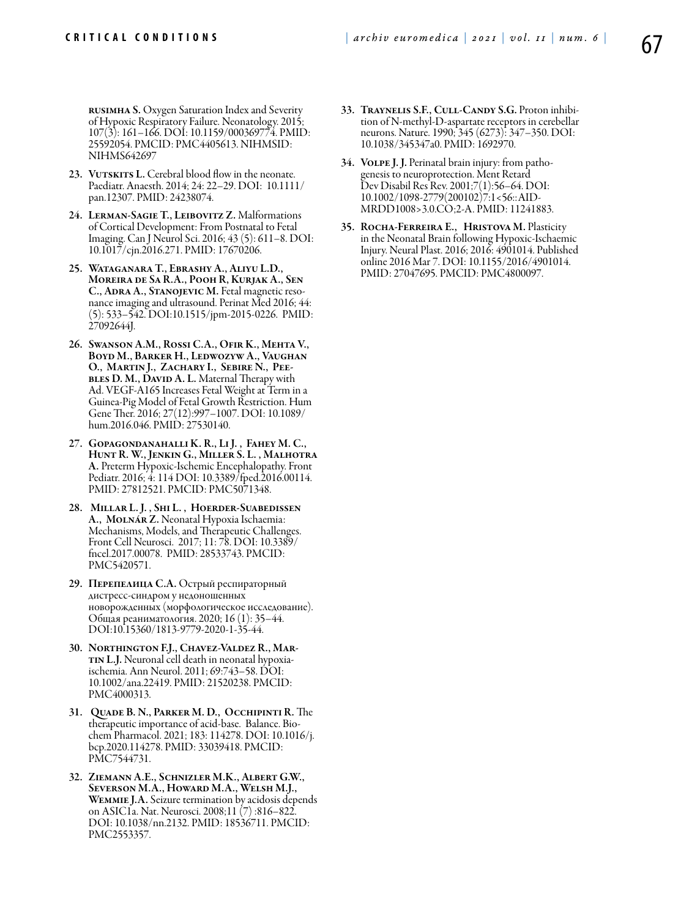rusimha S. Oxygen Saturation Index and Severity of Hypoxic Respiratory Failure. Neonatology. 2015; 107(3): 161–166. DOI: 10.1159/000369774. PMID: 25592054. PMCID: PMC4405613. NIHMSID: NIHMS642697

23. **Vutskits L.** Cerebral blood flow in the neonate. Paediatr. Anaesth. 2014; 24: 22–29. DOI: 10.1111/ pan.12307. PMID: 24238074.

24. **Lerman-Sagie T., Leibovitz Z.** Malformations of Cortical Development: From Postnatal to Fetal Imaging. Can J Neurol Sci. 2016; 43 (5): 611–8. DOI: 10.1017/cjn.2016.271. PMID: 17670206.

25. **Wataganara T., Ebrashy A., Aliyu L.D., Moreira de Sa R.A., Pooh R, Kurjak A., Sen C., Adra A., Stanojevic M.** Fetal magnetic resonance imaging and ultrasound. Perinat Med 2016; 44: (5): 533–542. DOI:10.1515/jpm-2015-0226. PMID: 27092644J.

26. **Swanson A.M., Rossi C.A., Ofir K., Mehta V., Boyd M., Barker H., Ledwozyw A., Vaughan O., Martin J., Zachary I., Sebire N., Peebles D. M., David A. L.** Maternal Therapy with Ad. VEGF-A165 Increases Fetal Weight at Term in a Guinea-Pig Model of Fetal Growth Restriction. Hum Gene Ther. 2016; 27(12):997–1007. DOI: 10.1089/ hum.2016.046. PMID: 27530140.

27. **Gopagondanahalli K. R., Li J. , Fahey M. C., Hunt R. W., Jenkin G., Miller S. L. , Malhotra A.** Preterm Hypoxic-Ischemic Encephalopathy. Front Pediatr. 2016; 4: 114 DOI: 10.3389/fped.2016.00114. PMID: 27812521. PMCID: PMC5071348.

28. **Millar L. J. , Shi L. , Hoerder-Suabedissen A., Molnár Z.** Neonatal Hypoxia Ischaemia: Mechanisms, Models, and Therapeutic Challenges. Front Cell Neurosci. 2017; 11: 78. DOI: 10.3389/ fncel.2017.00078. PMID: 28533743. PMCID: PMC5420571.

29. **Перепелица С.А.** Острый респираторный дистресс-синдром у недоношенных новорожденных (морфологическое исследование). Общая реаниматология. 2020; 16 (1): 35–44. DOI:10.15360/1813-9779-2020-1-35-44.

30. **Northington F.J., Chavez-Valdez R., Martin L.J.** Neuronal cell death in neonatal hypoxia-ischemia. Ann Neurol. 2011; 69:743–58. DOI: 10.1002/ana.22419. PMID: 21520238. PMCID: PMC4000313.

31. **Quade B. N., Parker M. D., Occhipinti R.** The therapeutic importance of acid-base. Balance. Biochem Pharmacol. 2021; 183: 114278. DOI: 10.1016/j. bcp.2020.114278. PMID: 33039418. PMCID: PMC7544731.

32. **Ziemann A.E., Schnizler M.K., Albert G.W., Severson M.A., Howard M.A., Welsh M.J., Wemmie J.A.** Seizure termination by acidosis depends on ASIC1a. Nat. Neurosci. 2008;11 (7) :816–822. DOI: 10.1038/nn.2132. PMID: 18536711. PMCID: PMC2553357.

33. **Traynelis S.F., Cull-Candy S.G.** Proton inhibition of N-methyl-D-aspartate receptors in cerebellar neurons. Nature. 1990; 345 (6273): 347–350. DOI: 10.1038/345347a0. PMID: 1692970.

34. **Volpe J. J.** Perinatal brain injury: from pathogenesis to neuroprotection. Ment Retard Dev Disabil Res Rev. 2001;7(1):56–64. DOI: 10.1002/1098-2779(200102)7:1<56::AID-MRDD1008>3.0.CO;2-A. PMID: 11241883.

35. **Rocha-Ferreira E., Hristova M.** Plasticity in the Neonatal Brain following Hypoxic-Ischaemic Injury. Neural Plast. 2016; 2016: 4901014. Published online 2016 Mar 7. DOI: 10.1155/2016/4901014. PMID: 27047695. PMCID: PMC4800097.